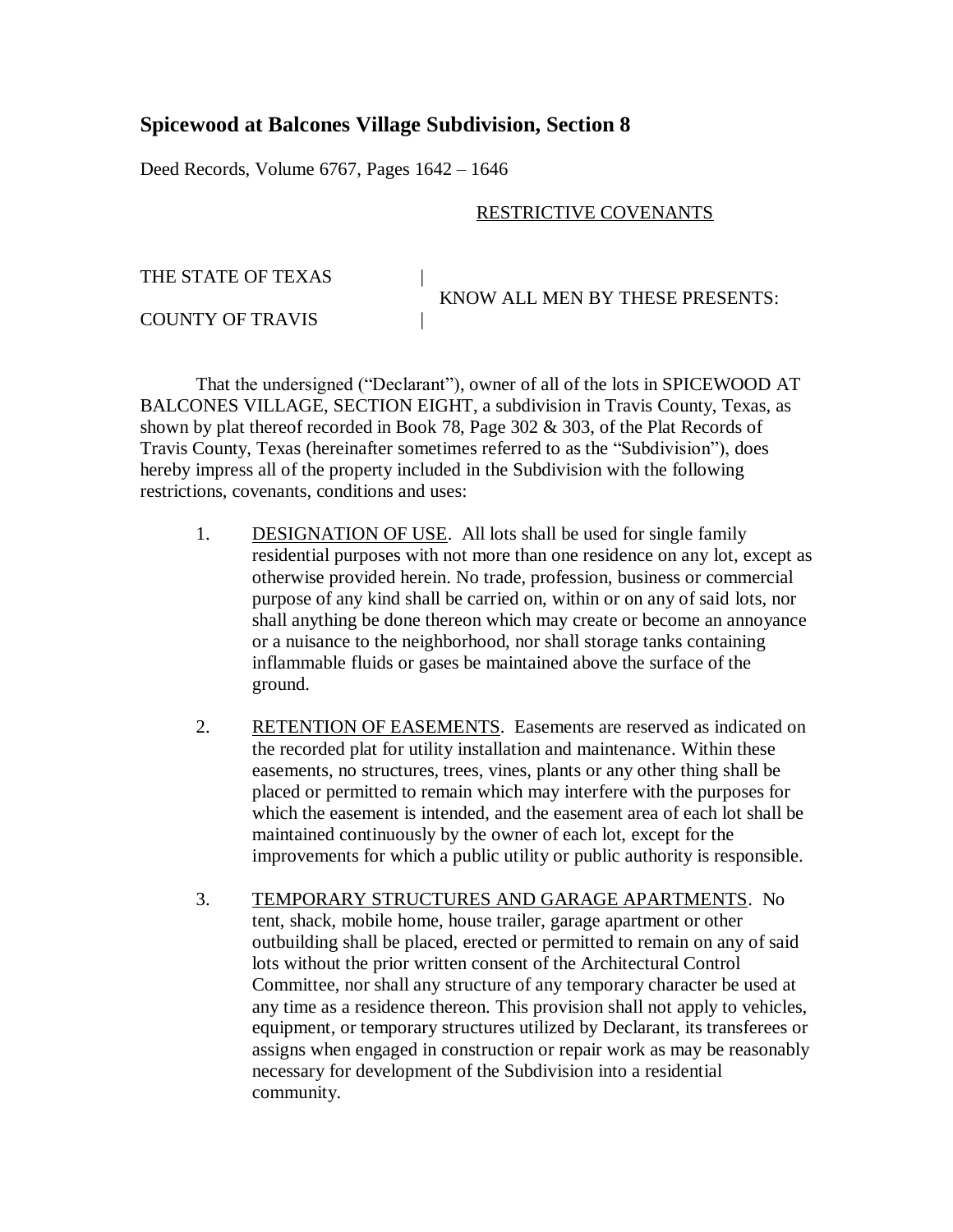## Spicewood at Balcones Village Subdivision, Section 8

Deed Records, Volume 6767, Pages 1642 – 1646

RESTRICTIVE COVENANTS

THE STATE OF TEXAS | KNOW ALL MEN BY THESE PRESENTS:
COUNTY OF TRAVIS |

That the undersigned ("Declarant"), owner of all of the lots in SPICEWOOD AT BALCONES VILLAGE, SECTION EIGHT, a subdivision in Travis County, Texas, as shown by plat thereof recorded in Book 78, Page 302 & 303, of the Plat Records of Travis County, Texas (hereinafter sometimes referred to as the "Subdivision"), does hereby impress all of the property included in the Subdivision with the following restrictions, covenants, conditions and uses:

1. DESIGNATION OF USE. All lots shall be used for single family residential purposes with not more than one residence on any lot, except as otherwise provided herein. No trade, profession, business or commercial purpose of any kind shall be carried on, within or on any of said lots, nor shall anything be done thereon which may create or become an annoyance or a nuisance to the neighborhood, nor shall storage tanks containing inflammable fluids or gases be maintained above the surface of the ground.

2. RETENTION OF EASEMENTS. Easements are reserved as indicated on the recorded plat for utility installation and maintenance. Within these easements, no structures, trees, vines, plants or any other thing shall be placed or permitted to remain which may interfere with the purposes for which the easement is intended, and the easement area of each lot shall be maintained continuously by the owner of each lot, except for the improvements for which a public utility or public authority is responsible.

3. TEMPORARY STRUCTURES AND GARAGE APARTMENTS. No tent, shack, mobile home, house trailer, garage apartment or other outbuilding shall be placed, erected or permitted to remain on any of said lots without the prior written consent of the Architectural Control Committee, nor shall any structure of any temporary character be used at any time as a residence thereon. This provision shall not apply to vehicles, equipment, or temporary structures utilized by Declarant, its transferees or assigns when engaged in construction or repair work as may be reasonably necessary for development of the Subdivision into a residential community.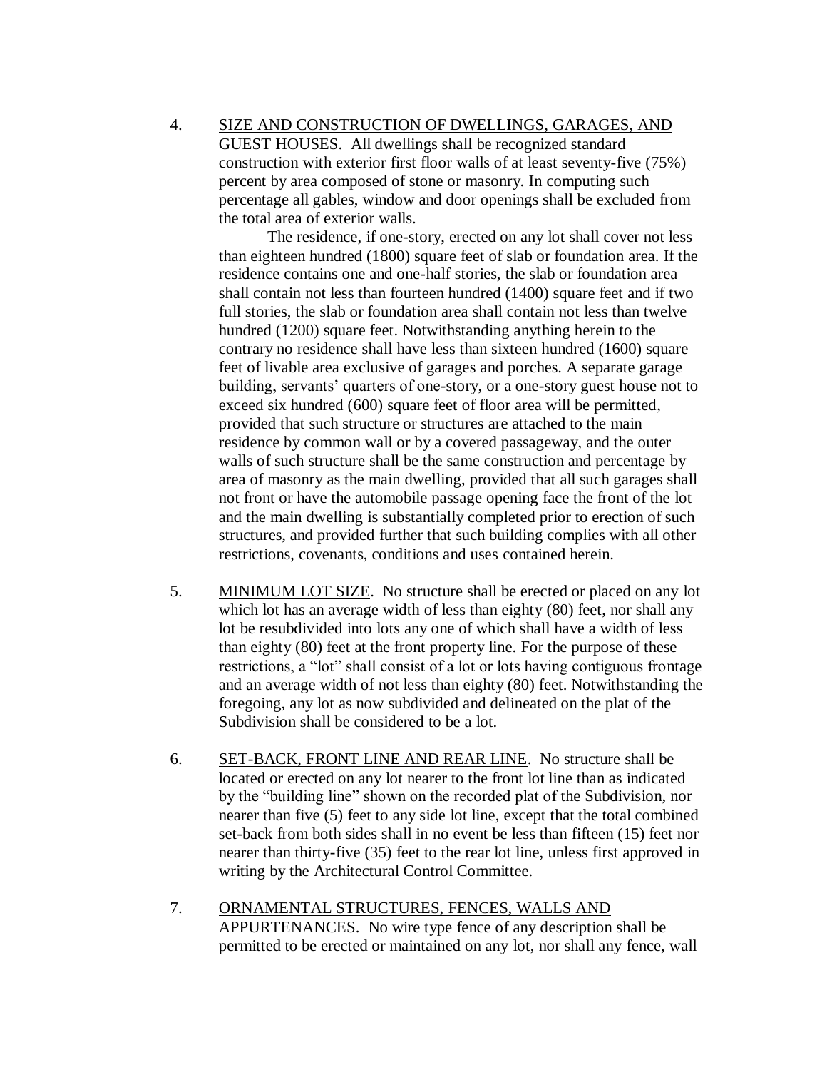4. <u>SIZE AND CONSTRUCTION OF DWELLINGS, GARAGES, AND GUEST HOUSES</u>. All dwellings shall be recognized standard construction with exterior first floor walls of at least seventy-five (75%) percent by area composed of stone or masonry. In computing such percentage all gables, window and door openings shall be excluded from the total area of exterior walls.

   The residence, if one-story, erected on any lot shall cover not less than eighteen hundred (1800) square feet of slab or foundation area. If the residence contains one and one-half stories, the slab or foundation area shall contain not less than fourteen hundred (1400) square feet and if two full stories, the slab or foundation area shall contain not less than twelve hundred (1200) square feet. Notwithstanding anything herein to the contrary no residence shall have less than sixteen hundred (1600) square feet of livable area exclusive of garages and porches. A separate garage building, servants' quarters of one-story, or a one-story guest house not to exceed six hundred (600) square feet of floor area will be permitted, provided that such structure or structures are attached to the main residence by common wall or by a covered passageway, and the outer walls of such structure shall be the same construction and percentage by area of masonry as the main dwelling, provided that all such garages shall not front or have the automobile passage opening face the front of the lot and the main dwelling is substantially completed prior to erection of such structures, and provided further that such building complies with all other restrictions, covenants, conditions and uses contained herein.

5. <u>MINIMUM LOT SIZE</u>. No structure shall be erected or placed on any lot which lot has an average width of less than eighty (80) feet, nor shall any lot be resubdivided into lots any one of which shall have a width of less than eighty (80) feet at the front property line. For the purpose of these restrictions, a "lot" shall consist of a lot or lots having contiguous frontage and an average width of not less than eighty (80) feet. Notwithstanding the foregoing, any lot as now subdivided and delineated on the plat of the Subdivision shall be considered to be a lot.

6. <u>SET-BACK, FRONT LINE AND REAR LINE</u>. No structure shall be located or erected on any lot nearer to the front lot line than as indicated by the "building line" shown on the recorded plat of the Subdivision, nor nearer than five (5) feet to any side lot line, except that the total combined set-back from both sides shall in no event be less than fifteen (15) feet nor nearer than thirty-five (35) feet to the rear lot line, unless first approved in writing by the Architectural Control Committee.

7. <u>ORNAMENTAL STRUCTURES, FENCES, WALLS AND APPURTENANCES</u>. No wire type fence of any description shall be permitted to be erected or maintained on any lot, nor shall any fence, wall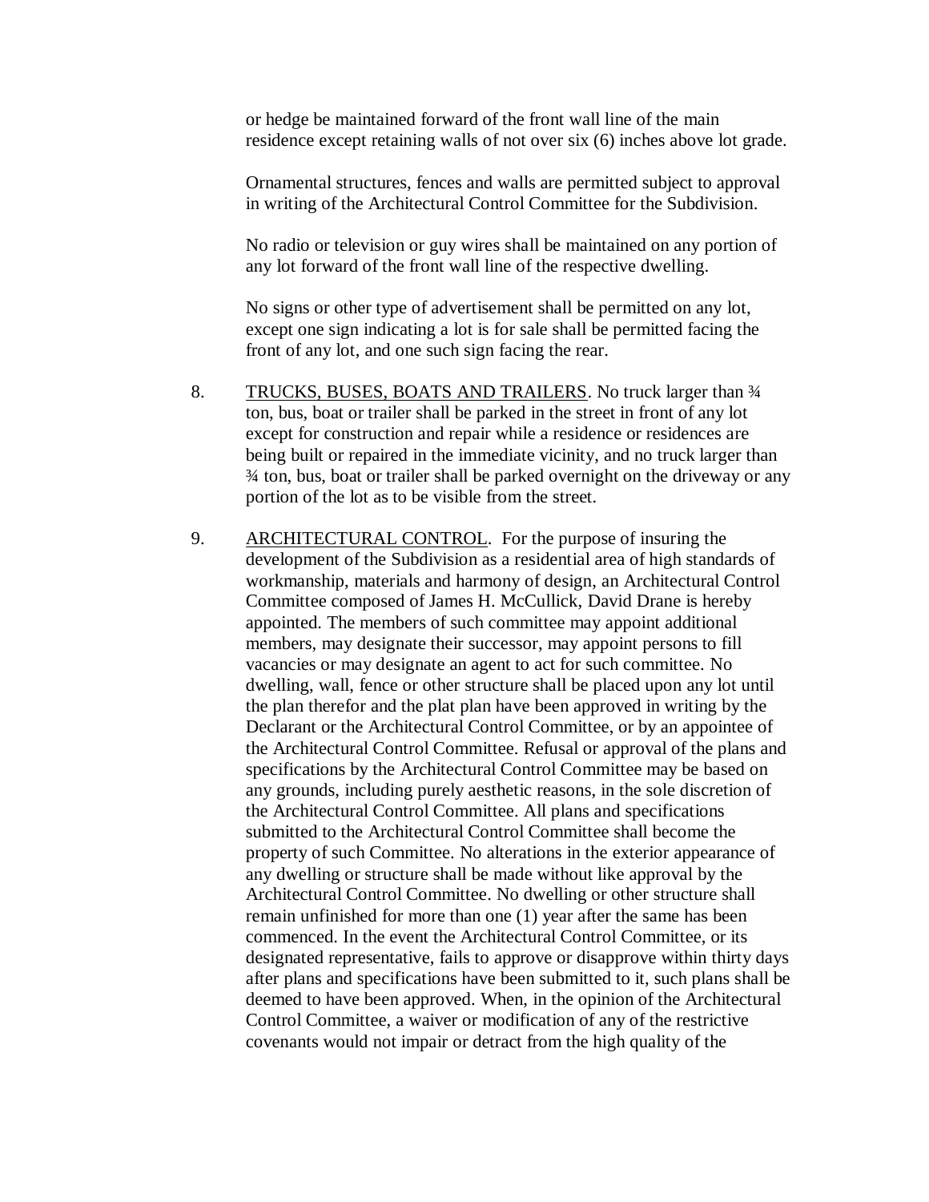or hedge be maintained forward of the front wall line of the main residence except retaining walls of not over six (6) inches above lot grade.

Ornamental structures, fences and walls are permitted subject to approval in writing of the Architectural Control Committee for the Subdivision.

No radio or television or guy wires shall be maintained on any portion of any lot forward of the front wall line of the respective dwelling.

No signs or other type of advertisement shall be permitted on any lot, except one sign indicating a lot is for sale shall be permitted facing the front of any lot, and one such sign facing the rear.

8. <u>TRUCKS, BUSES, BOATS AND TRAILERS</u>. No truck larger than ¾ ton, bus, boat or trailer shall be parked in the street in front of any lot except for construction and repair while a residence or residences are being built or repaired in the immediate vicinity, and no truck larger than ¾ ton, bus, boat or trailer shall be parked overnight on the driveway or any portion of the lot as to be visible from the street.

9. <u>ARCHITECTURAL CONTROL</u>. For the purpose of insuring the development of the Subdivision as a residential area of high standards of workmanship, materials and harmony of design, an Architectural Control Committee composed of James H. McCullick, David Drane is hereby appointed. The members of such committee may appoint additional members, may designate their successor, may appoint persons to fill vacancies or may designate an agent to act for such committee. No dwelling, wall, fence or other structure shall be placed upon any lot until the plan therefor and the plat plan have been approved in writing by the Declarant or the Architectural Control Committee, or by an appointee of the Architectural Control Committee. Refusal or approval of the plans and specifications by the Architectural Control Committee may be based on any grounds, including purely aesthetic reasons, in the sole discretion of the Architectural Control Committee. All plans and specifications submitted to the Architectural Control Committee shall become the property of such Committee. No alterations in the exterior appearance of any dwelling or structure shall be made without like approval by the Architectural Control Committee. No dwelling or other structure shall remain unfinished for more than one (1) year after the same has been commenced. In the event the Architectural Control Committee, or its designated representative, fails to approve or disapprove within thirty days after plans and specifications have been submitted to it, such plans shall be deemed to have been approved. When, in the opinion of the Architectural Control Committee, a waiver or modification of any of the restrictive covenants would not impair or detract from the high quality of the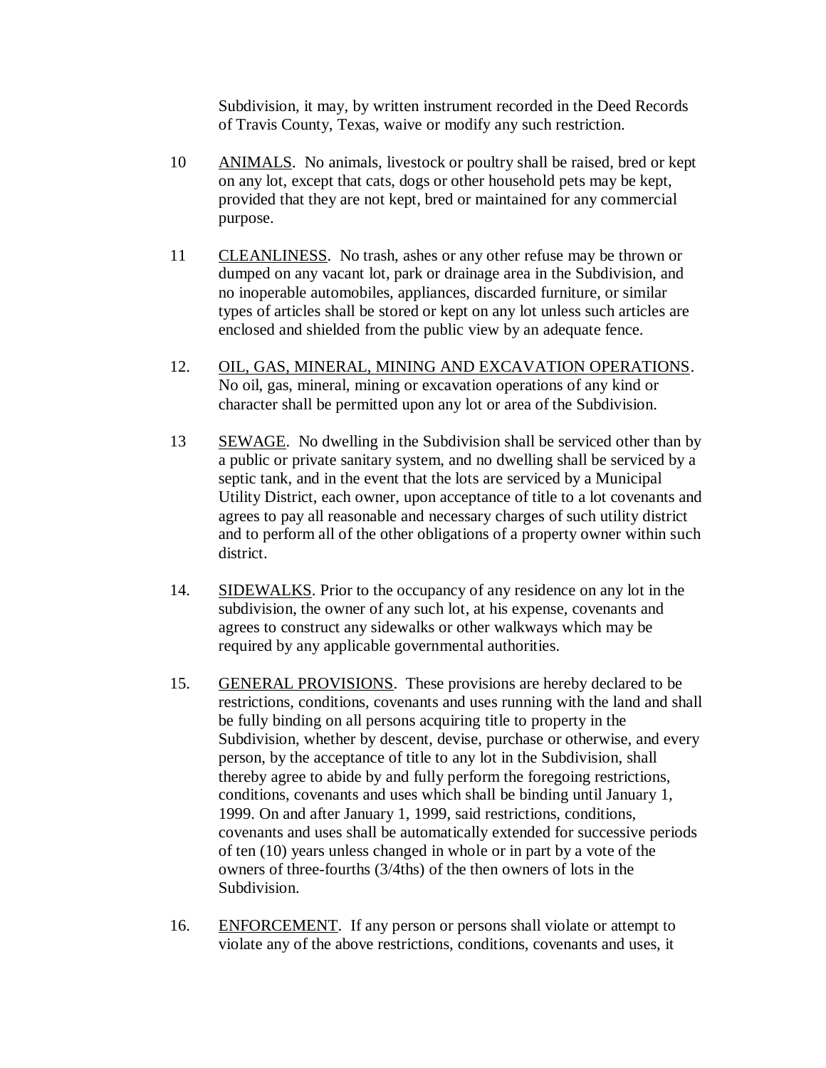Subdivision, it may, by written instrument recorded in the Deed Records of Travis County, Texas, waive or modify any such restriction.

10 ANIMALS. No animals, livestock or poultry shall be raised, bred or kept on any lot, except that cats, dogs or other household pets may be kept, provided that they are not kept, bred or maintained for any commercial purpose.

11 CLEANLINESS. No trash, ashes or any other refuse may be thrown or dumped on any vacant lot, park or drainage area in the Subdivision, and no inoperable automobiles, appliances, discarded furniture, or similar types of articles shall be stored or kept on any lot unless such articles are enclosed and shielded from the public view by an adequate fence.

12. OIL, GAS, MINERAL, MINING AND EXCAVATION OPERATIONS. No oil, gas, mineral, mining or excavation operations of any kind or character shall be permitted upon any lot or area of the Subdivision.

13 SEWAGE. No dwelling in the Subdivision shall be serviced other than by a public or private sanitary system, and no dwelling shall be serviced by a septic tank, and in the event that the lots are serviced by a Municipal Utility District, each owner, upon acceptance of title to a lot covenants and agrees to pay all reasonable and necessary charges of such utility district and to perform all of the other obligations of a property owner within such district.

14. SIDEWALKS. Prior to the occupancy of any residence on any lot in the subdivision, the owner of any such lot, at his expense, covenants and agrees to construct any sidewalks or other walkways which may be required by any applicable governmental authorities.

15. GENERAL PROVISIONS. These provisions are hereby declared to be restrictions, conditions, covenants and uses running with the land and shall be fully binding on all persons acquiring title to property in the Subdivision, whether by descent, devise, purchase or otherwise, and every person, by the acceptance of title to any lot in the Subdivision, shall thereby agree to abide by and fully perform the foregoing restrictions, conditions, covenants and uses which shall be binding until January 1, 1999. On and after January 1, 1999, said restrictions, conditions, covenants and uses shall be automatically extended for successive periods of ten (10) years unless changed in whole or in part by a vote of the owners of three-fourths (3/4ths) of the then owners of lots in the Subdivision.

16. ENFORCEMENT. If any person or persons shall violate or attempt to violate any of the above restrictions, conditions, covenants and uses, it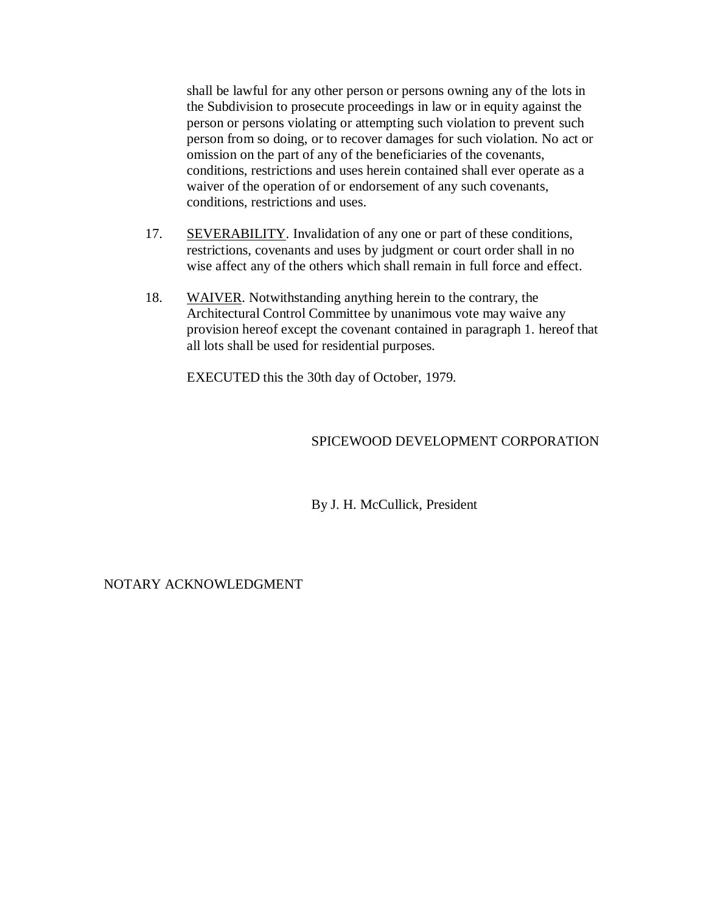shall be lawful for any other person or persons owning any of the lots in the Subdivision to prosecute proceedings in law or in equity against the person or persons violating or attempting such violation to prevent such person from so doing, or to recover damages for such violation. No act or omission on the part of any of the beneficiaries of the covenants, conditions, restrictions and uses herein contained shall ever operate as a waiver of the operation of or endorsement of any such covenants, conditions, restrictions and uses.

17. <u>SEVERABILITY</u>. Invalidation of any one or part of these conditions, restrictions, covenants and uses by judgment or court order shall in no wise affect any of the others which shall remain in full force and effect.

18. <u>WAIVER</u>. Notwithstanding anything herein to the contrary, the Architectural Control Committee by unanimous vote may waive any provision hereof except the covenant contained in paragraph 1. hereof that all lots shall be used for residential purposes.

EXECUTED this the 30th day of October, 1979.

SPICEWOOD DEVELOPMENT CORPORATION

By J. H. McCullick, President

NOTARY ACKNOWLEDGMENT